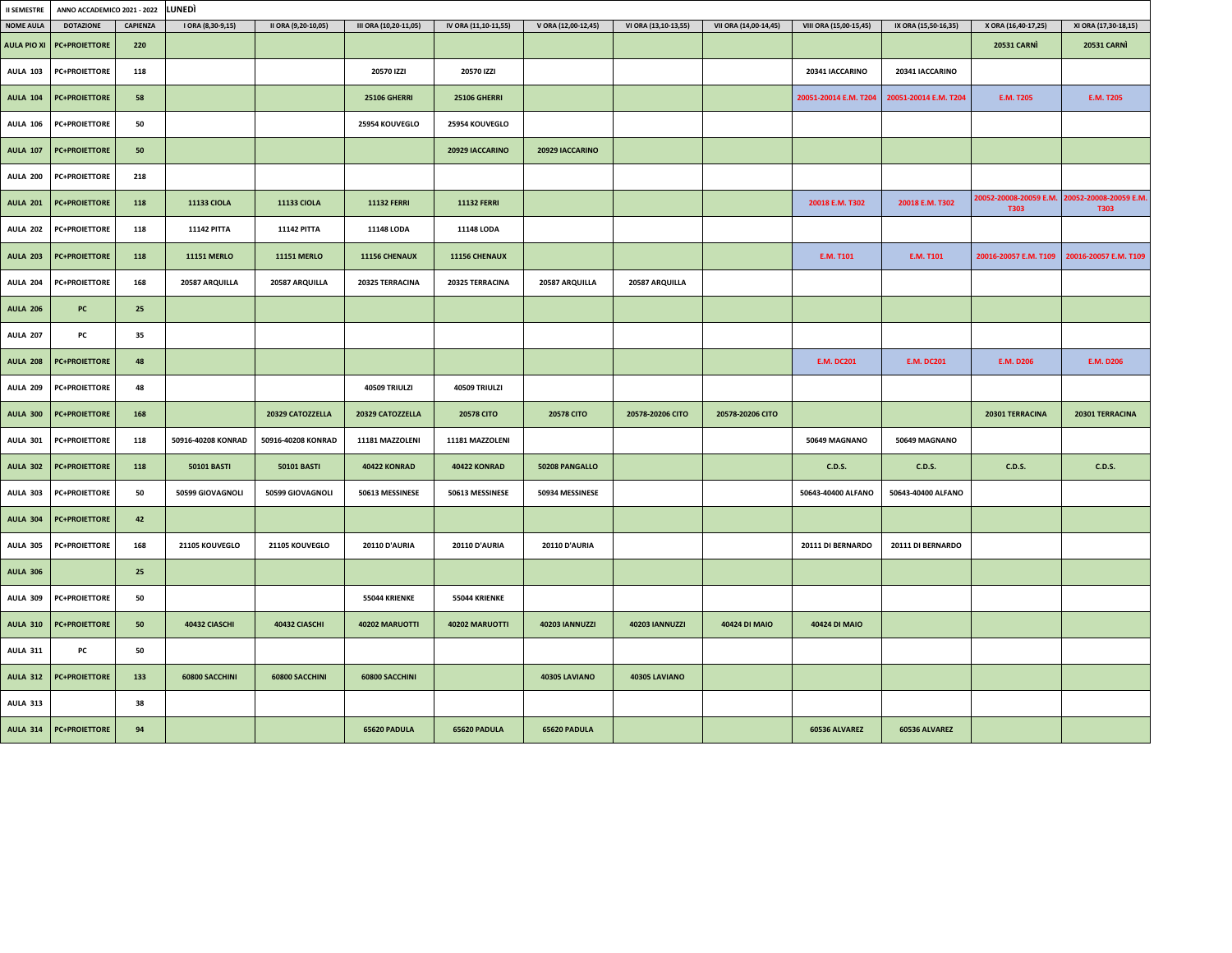| II SEMESTRE | ANNO ACCADEMICO 2021 - 2022 | | LUNEDÌ | | | | | | | | | | | |
|---|---|---|---|---|---|---|---|---|---|---|---|---|---|---|
| NOME AULA | DOTAZIONE | CAPIENZA | I ORA (8,30-9,15) | II ORA (9,20-10,05) | III ORA (10,20-11,05) | IV ORA (11,10-11,55) | V ORA (12,00-12,45) | VI ORA (13,10-13,55) | VII ORA (14,00-14,45) | VIII ORA (15,00-15,45) | IX ORA (15,50-16,35) | X ORA (16,40-17,25) | XI ORA (17,30-18,15) |
| AULA PIO XI | PC+PROIETTORE | 220 | | | | | | | | | | 20531 CARNÌ | 20531 CARNÌ |
| AULA 103 | PC+PROIETTORE | 118 | | | 20570 IZZI | 20570 IZZI | | | | 20341 IACCARINO | 20341 IACCARINO | | |
| AULA 104 | PC+PROIETTORE | 58 | | | 25106 GHERRI | 25106 GHERRI | | | | 20051-20014 E.M. T204 | 20051-20014 E.M. T204 | E.M. T205 | E.M. T205 |
| AULA 106 | PC+PROIETTORE | 50 | | | 25954 KOUVEGLO | 25954 KOUVEGLO | | | | | | | |
| AULA 107 | PC+PROIETTORE | 50 | | | | 20929 IACCARINO | 20929 IACCARINO | | | | | | |
| AULA 200 | PC+PROIETTORE | 218 | | | | | | | | | | | |
| AULA 201 | PC+PROIETTORE | 118 | 11133 CIOLA | 11133 CIOLA | 11132 FERRI | 11132 FERRI | | | | 20018 E.M. T302 | 20018 E.M. T302 | 20052-20008-20059 E.M. T303 | 20052-20008-20059 E.M. T303 |
| AULA 202 | PC+PROIETTORE | 118 | 11142 PITTA | 11142 PITTA | 11148 LODA | 11148 LODA | | | | | | | |
| AULA 203 | PC+PROIETTORE | 118 | 11151 MERLO | 11151 MERLO | 11156 CHENAUX | 11156 CHENAUX | | | | E.M. T101 | E.M. T101 | 20016-20057 E.M. T109 | 20016-20057 E.M. T109 |
| AULA 204 | PC+PROIETTORE | 168 | 20587 ARQUILLA | 20587 ARQUILLA | 20325 TERRACINA | 20325 TERRACINA | 20587 ARQUILLA | 20587 ARQUILLA | | | | | |
| AULA 206 | PC | 25 | | | | | | | | | | | |
| AULA 207 | PC | 35 | | | | | | | | | | | |
| AULA 208 | PC+PROIETTORE | 48 | | | | | | | | E.M. DC201 | E.M. DC201 | E.M. D206 | E.M. D206 |
| AULA 209 | PC+PROIETTORE | 48 | | | 40509 TRIULZI | 40509 TRIULZI | | | | | | | |
| AULA 300 | PC+PROIETTORE | 168 | | 20329 CATOZZELLA | 20329 CATOZZELLA | 20578 CITO | 20578 CITO | 20578-20206 CITO | 20578-20206 CITO | | | 20301 TERRACINA | 20301 TERRACINA |
| AULA 301 | PC+PROIETTORE | 118 | 50916-40208 KONRAD | 50916-40208 KONRAD | 11181 MAZZOLENI | 11181 MAZZOLENI | | | | 50649 MAGNANO | 50649 MAGNANO | | |
| AULA 302 | PC+PROIETTORE | 118 | 50101 BASTI | 50101 BASTI | 40422 KONRAD | 40422 KONRAD | 50208 PANGALLO | | | C.D.S. | C.D.S. | C.D.S. | C.D.S. |
| AULA 303 | PC+PROIETTORE | 50 | 50599 GIOVAGNOLI | 50599 GIOVAGNOLI | 50613 MESSINESE | 50613 MESSINESE | 50934 MESSINESE | | | 50643-40400 ALFANO | 50643-40400 ALFANO | | |
| AULA 304 | PC+PROIETTORE | 42 | | | | | | | | | | | |
| AULA 305 | PC+PROIETTORE | 168 | 21105 KOUVEGLO | 21105 KOUVEGLO | 20110 D'AURIA | 20110 D'AURIA | 20110 D'AURIA | | | 20111 DI BERNARDO | 20111 DI BERNARDO | | |
| AULA 306 | | 25 | | | | | | | | | | | |
| AULA 309 | PC+PROIETTORE | 50 | | | 55044 KRIENKE | 55044 KRIENKE | | | | | | | |
| AULA 310 | PC+PROIETTORE | 50 | 40432 CIASCHI | 40432 CIASCHI | 40202 MARUOTTI | 40202 MARUOTTI | 40203 IANNUZZI | 40203 IANNUZZI | 40424 DI MAIO | 40424 DI MAIO | | | |
| AULA 311 | PC | 50 | | | | | | | | | | | |
| AULA 312 | PC+PROIETTORE | 133 | 60800 SACCHINI | 60800 SACCHINI | 60800 SACCHINI | | 40305 LAVIANO | 40305 LAVIANO | | | | | |
| AULA 313 | | 38 | | | | | | | | | | | |
| AULA 314 | PC+PROIETTORE | 94 | | | 65620 PADULA | 65620 PADULA | 65620 PADULA | | | 60536 ALVAREZ | 60536 ALVAREZ | | |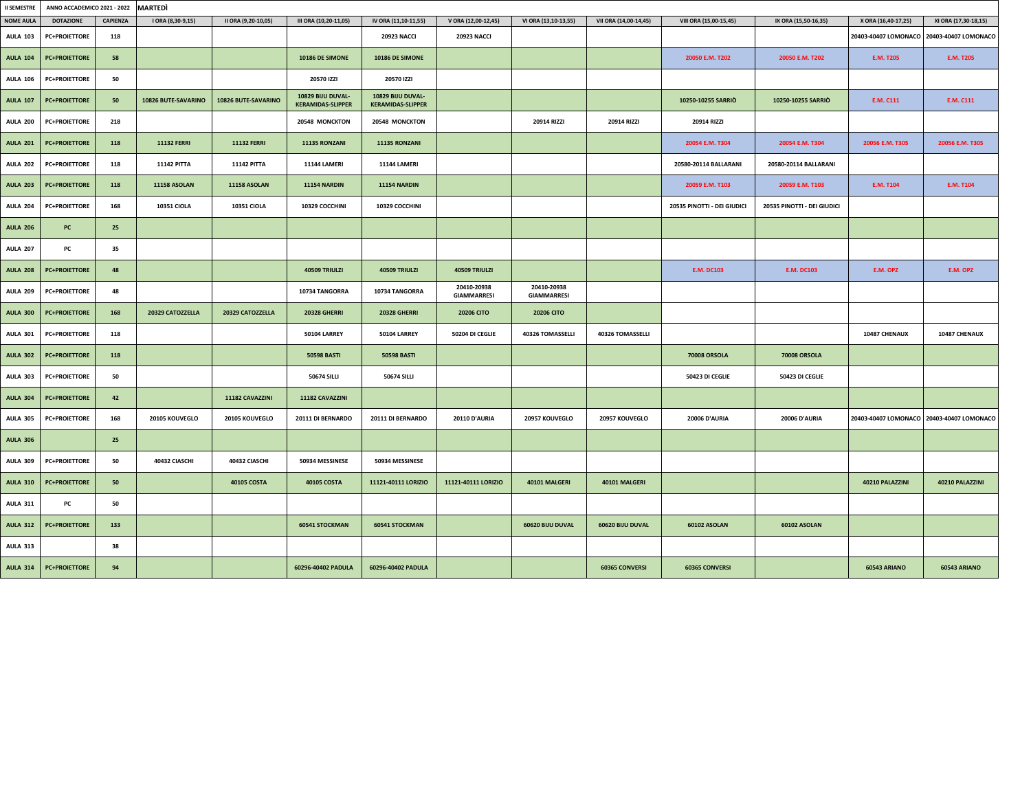| II SEMESTRE | ANNO ACCADEMICO 2021 - 2022 | MARTEDÌ | | | | | | | | | | | |
|---|---|---|---|---|---|---|---|---|---|---|---|---|---|
| NOME AULA | DOTAZIONE | CAPIENZA | I ORA (8,30-9,15) | II ORA (9,20-10,05) | III ORA (10,20-11,05) | IV ORA (11,10-11,55) | V ORA (12,00-12,45) | VI ORA (13,10-13,55) | VII ORA (14,00-14,45) | VIII ORA (15,00-15,45) | IX ORA (15,50-16,35) | X ORA (16,40-17,25) | XI ORA (17,30-18,15) |
| AULA 103 | PC+PROIETTORE | 118 | | | | 20923 NACCI | 20923 NACCI | | | | | 20403-40407 LOMONACO | 20403-40407 LOMONACO |
| AULA 104 | PC+PROIETTORE | 58 | | | 10186 DE SIMONE | 10186 DE SIMONE | | | | 20050 E.M. T202 | 20050 E.M. T202 | E.M. T205 | E.M. T205 |
| AULA 106 | PC+PROIETTORE | 50 | | | 20570 IZZI | 20570 IZZI | | | | | | | |
| AULA 107 | PC+PROIETTORE | 50 | 10826 BUTE-SAVARINO | 10826 BUTE-SAVARINO | 10829 BIJU DUVAL-KERAMIDAS-SLIPPER | 10829 BIJU DUVAL-KERAMIDAS-SLIPPER | | | | 10250-10255 SARRIÒ | 10250-10255 SARRIÒ | E.M. C111 | E.M. C111 |
| AULA 200 | PC+PROIETTORE | 218 | | | 20548 MONCKTON | 20548 MONCKTON | | 20914 RIZZI | 20914 RIZZI | 20914 RIZZI | | | |
| AULA 201 | PC+PROIETTORE | 118 | 11132 FERRI | 11132 FERRI | 11135 RONZANI | 11135 RONZANI | | | | 20054 E.M. T304 | 20054 E.M. T304 | 20056 E.M. T305 | 20056 E.M. T305 |
| AULA 202 | PC+PROIETTORE | 118 | 11142 PITTA | 11142 PITTA | 11144 LAMERI | 11144 LAMERI | | | | 20580-20114 BALLARANI | 20580-20114 BALLARANI | | |
| AULA 203 | PC+PROIETTORE | 118 | 11158 ASOLAN | 11158 ASOLAN | 11154 NARDIN | 11154 NARDIN | | | | 20059 E.M. T103 | 20059 E.M. T103 | E.M. T104 | E.M. T104 |
| AULA 204 | PC+PROIETTORE | 168 | 10351 CIOLA | 10351 CIOLA | 10329 COCCHINI | 10329 COCCHINI | | | | 20535 PINOTTI - DEI GIUDICI | 20535 PINOTTI - DEI GIUDICI | | |
| AULA 206 | PC | 25 | | | | | | | | | | | |
| AULA 207 | PC | 35 | | | | | | | | | | | |
| AULA 208 | PC+PROIETTORE | 48 | | | 40509 TRIULZI | 40509 TRIULZI | 40509 TRIULZI | | | E.M. DC103 | E.M. DC103 | E.M. OPZ | E.M. OPZ |
| AULA 209 | PC+PROIETTORE | 48 | | | 10734 TANGORRA | 10734 TANGORRA | 20410-20938 GIAMMARRESI | 20410-20938 GIAMMARRESI | | | | | |
| AULA 300 | PC+PROIETTORE | 168 | 20329 CATOZZELLA | 20329 CATOZZELLA | 20328 GHERRI | 20328 GHERRI | 20206 CITO | 20206 CITO | | | | | |
| AULA 301 | PC+PROIETTORE | 118 | | | 50104 LARREY | 50104 LARREY | 50204 DI CEGLIE | 40326 TOMASSELLI | 40326 TOMASSELLI | | | 10487 CHENAUX | 10487 CHENAUX |
| AULA 302 | PC+PROIETTORE | 118 | | | 50598 BASTI | 50598 BASTI | | | | 70008 ORSOLA | 70008 ORSOLA | | |
| AULA 303 | PC+PROIETTORE | 50 | | | 50674 SILLI | 50674 SILLI | | | | 50423 DI CEGLIE | 50423 DI CEGLIE | | |
| AULA 304 | PC+PROIETTORE | 42 | | 11182 CAVAZZINI | 11182 CAVAZZINI | | | | | | | | |
| AULA 305 | PC+PROIETTORE | 168 | 20105 KOUVEGLO | 20105 KOUVEGLO | 20111 DI BERNARDO | 20111 DI BERNARDO | 20110 D'AURIA | 20957 KOUVEGLO | 20957 KOUVEGLO | 20006 D'AURIA | 20006 D'AURIA | 20403-40407 LOMONACO | 20403-40407 LOMONACO |
| AULA 306 | | 25 | | | | | | | | | | | |
| AULA 309 | PC+PROIETTORE | 50 | 40432 CIASCHI | 40432 CIASCHI | 50934 MESSINESE | 50934 MESSINESE | | | | | | | |
| AULA 310 | PC+PROIETTORE | 50 | | 40105 COSTA | 40105 COSTA | 11121-40111 LORIZIO | 11121-40111 LORIZIO | 40101 MALGERI | 40101 MALGERI | | | 40210 PALAZZINI | 40210 PALAZZINI |
| AULA 311 | PC | 50 | | | | | | | | | | | |
| AULA 312 | PC+PROIETTORE | 133 | | | 60541 STOCKMAN | 60541 STOCKMAN | | 60620 BIJU DUVAL | 60620 BIJU DUVAL | 60102 ASOLAN | 60102 ASOLAN | | |
| AULA 313 | | 38 | | | | | | | | | | | |
| AULA 314 | PC+PROIETTORE | 94 | | | 60296-40402 PADULA | 60296-40402 PADULA | | | 60365 CONVERSI | 60365 CONVERSI | | 60543 ARIANO | 60543 ARIANO |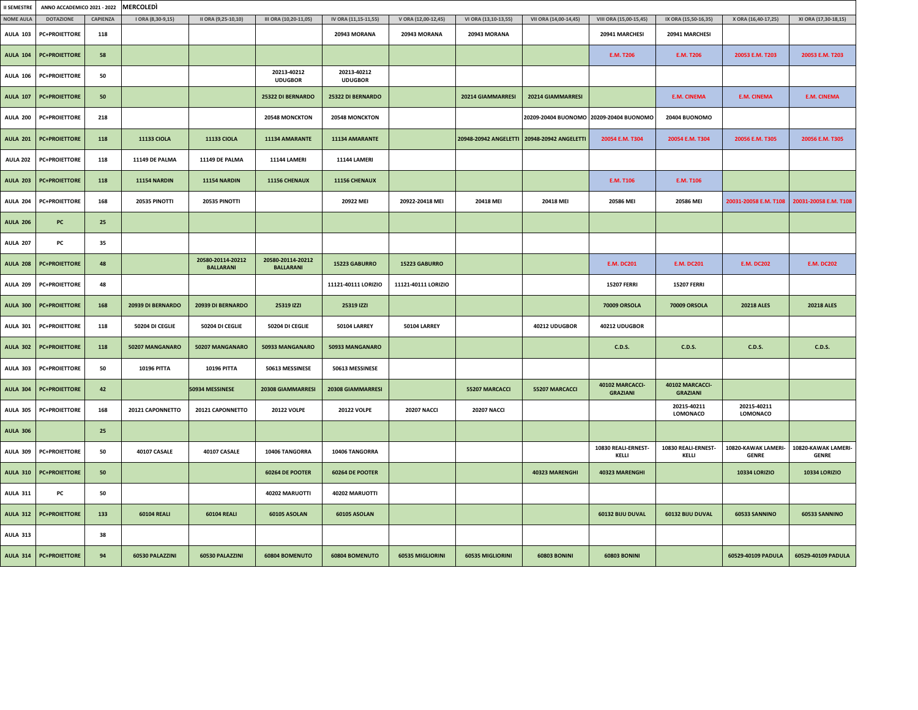| II SEMESTRE | ANNO ACCADEMICO 2021 - 2022 | MERCOLEDÌ | | | | | | | | | | | |
|---|---|---|---|---|---|---|---|---|---|---|---|---|---|
| NOME AULA | DOTAZIONE | CAPIENZA | I ORA (8,30-9,15) | II ORA (9,25-10,10) | III ORA (10,20-11,05) | IV ORA (11,15-11,55) | V ORA (12,00-12,45) | VI ORA (13,10-13,55) | VII ORA (14,00-14,45) | VIII ORA (15,00-15,45) | IX ORA (15,50-16,35) | X ORA (16,40-17,25) | XI ORA (17,30-18,15) |
| AULA 103 | PC+PROIETTORE | 118 | | | | 20943 MORANA | 20943 MORANA | 20943 MORANA | | 20941 MARCHESI | 20941 MARCHESI | | |
| AULA 104 | PC+PROIETTORE | 58 | | | | | | | | E.M. T206 | E.M. T206 | 20053 E.M. T203 | 20053 E.M. T203 |
| AULA 106 | PC+PROIETTORE | 50 | | | 20213-40212 UDUGBOR | 20213-40212 UDUGBOR | | | | | | | |
| AULA 107 | PC+PROIETTORE | 50 | | | 25322 DI BERNARDO | 25322 DI BERNARDO | | 20214 GIAMMARRESI | 20214 GIAMMARRESI | | E.M. CINEMA | E.M. CINEMA | E.M. CINEMA |
| AULA 200 | PC+PROIETTORE | 218 | | | 20548 MONCKTON | 20548 MONCKTON | | | 20209-20404 BUONOMO | 20209-20404 BUONOMO | 20404 BUONOMO | | |
| AULA 201 | PC+PROIETTORE | 118 | 11133 CIOLA | 11133 CIOLA | 11134 AMARANTE | 11134 AMARANTE | | 20948-20942 ANGELETTI | 20948-20942 ANGELETTI | 20054 E.M. T304 | 20054 E.M. T304 | 20056 E.M. T305 | 20056 E.M. T305 |
| AULA 202 | PC+PROIETTORE | 118 | 11149 DE PALMA | 11149 DE PALMA | 11144 LAMERI | 11144 LAMERI | | | | | | | |
| AULA 203 | PC+PROIETTORE | 118 | 11154 NARDIN | 11154 NARDIN | 11156 CHENAUX | 11156 CHENAUX | | | | E.M. T106 | E.M. T106 | | |
| AULA 204 | PC+PROIETTORE | 168 | 20535 PINOTTI | 20535 PINOTTI | | 20922 MEI | 20922-20418 MEI | 20418 MEI | 20418 MEI | 20586 MEI | 20586 MEI | 20031-20058 E.M. T108 | 20031-20058 E.M. T108 |
| AULA 206 | PC | 25 | | | | | | | | | | | |
| AULA 207 | PC | 35 | | | | | | | | | | | |
| AULA 208 | PC+PROIETTORE | 48 | | 20580-20114-20212 BALLARANI | 20580-20114-20212 BALLARANI | 15223 GABURRO | 15223 GABURRO | | | E.M. DC201 | E.M. DC201 | E.M. DC202 | E.M. DC202 |
| AULA 209 | PC+PROIETTORE | 48 | | | | 11121-40111 LORIZIO | 11121-40111 LORIZIO | | | 15207 FERRI | 15207 FERRI | | |
| AULA 300 | PC+PROIETTORE | 168 | 20939 DI BERNARDO | 20939 DI BERNARDO | 25319 IZZI | 25319 IZZI | | | | 70009 ORSOLA | 70009 ORSOLA | 20218 ALES | 20218 ALES |
| AULA 301 | PC+PROIETTORE | 118 | 50204 DI CEGLIE | 50204 DI CEGLIE | 50204 DI CEGLIE | 50104 LARREY | 50104 LARREY | | 40212 UDUGBOR | 40212 UDUGBOR | | | |
| AULA 302 | PC+PROIETTORE | 118 | 50207 MANGANARO | 50207 MANGANARO | 50933 MANGANARO | 50933 MANGANARO | | | | C.D.S. | C.D.S. | C.D.S. | C.D.S. |
| AULA 303 | PC+PROIETTORE | 50 | 10196 PITTA | 10196 PITTA | 50613 MESSINESE | 50613 MESSINESE | | | | | | | |
| AULA 304 | PC+PROIETTORE | 42 | | 50934 MESSINESE | 20308 GIAMMARRESI | 20308 GIAMMARRESI | | 55207 MARCACCI | 55207 MARCACCI | 40102 MARCACCI-GRAZIANI | 40102 MARCACCI-GRAZIANI | | |
| AULA 305 | PC+PROIETTORE | 168 | 20121 CAPONNETTO | 20121 CAPONNETTO | 20122 VOLPE | 20122 VOLPE | 20207 NACCI | 20207 NACCI | | | 20215-40211 LOMONACO | 20215-40211 LOMONACO | |
| AULA 306 | | 25 | | | | | | | | | | | |
| AULA 309 | PC+PROIETTORE | 50 | 40107 CASALE | 40107 CASALE | 10406 TANGORRA | 10406 TANGORRA | | | | 10830 REALI-ERNEST-KELLI | 10830 REALI-ERNEST-KELLI | 10820-KAWAK LAMERI-GENRE | 10820-KAWAK LAMERI-GENRE |
| AULA 310 | PC+PROIETTORE | 50 | | | 60264 DE POOTER | 60264 DE POOTER | | | 40323 MARENGHI | 40323 MARENGHI | | 10334 LORIZIO | 10334 LORIZIO |
| AULA 311 | PC | 50 | | | 40202 MARUOTTI | 40202 MARUOTTI | | | | | | | |
| AULA 312 | PC+PROIETTORE | 133 | 60104 REALI | 60104 REALI | 60105 ASOLAN | 60105 ASOLAN | | | | 60132 BIJU DUVAL | 60132 BIJU DUVAL | 60533 SANNINO | 60533 SANNINO |
| AULA 313 | | 38 | | | | | | | | | | | |
| AULA 314 | PC+PROIETTORE | 94 | 60530 PALAZZINI | 60530 PALAZZINI | 60804 BOMENUTO | 60804 BOMENUTO | 60535 MIGLIORINI | 60535 MIGLIORINI | 60803 BONINI | 60803 BONINI | | 60529-40109 PADULA | 60529-40109 PADULA |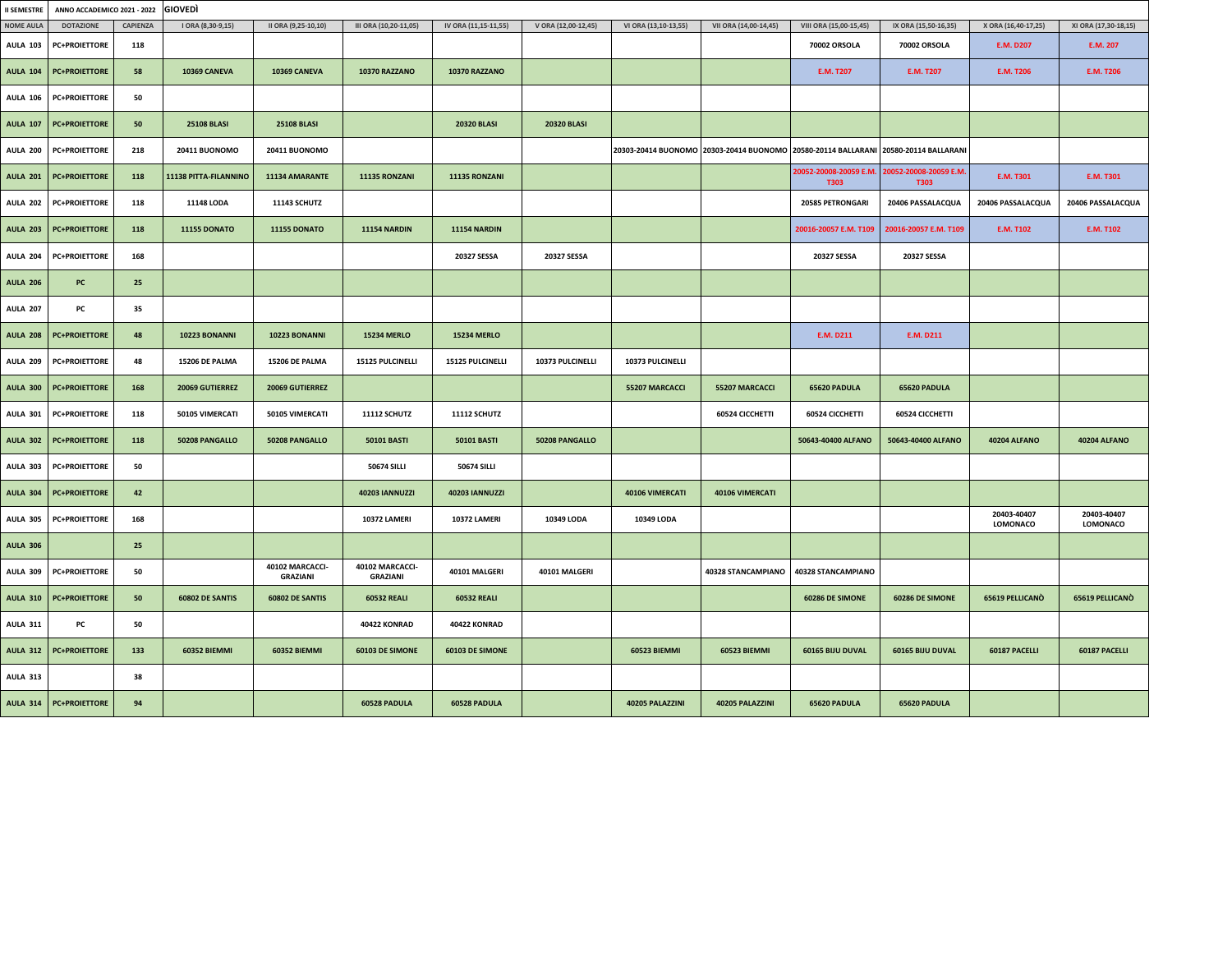| II SEMESTRE | ANNO ACCADEMICO 2021 - 2022 | GIOVEDÌ | | | | | | | | | | | |
|---|---|---|---|---|---|---|---|---|---|---|---|---|---|
| NOME AULA | DOTAZIONE | CAPIENZA | I ORA (8,30-9,15) | II ORA (9,25-10,10) | III ORA (10,20-11,05) | IV ORA (11,15-11,55) | V ORA (12,00-12,45) | VI ORA (13,10-13,55) | VII ORA (14,00-14,45) | VIII ORA (15,00-15,45) | IX ORA (15,50-16,35) | X ORA (16,40-17,25) | XI ORA (17,30-18,15) |
| AULA 103 | PC+PROIETTORE | 118 | | | | | | | | 70002 ORSOLA | 70002 ORSOLA | E.M. D207 | E.M. 207 |
| AULA 104 | PC+PROIETTORE | 58 | 10369 CANEVA | 10369 CANEVA | 10370 RAZZANO | 10370 RAZZANO | | | | E.M. T207 | E.M. T207 | E.M. T206 | E.M. T206 |
| AULA 106 | PC+PROIETTORE | 50 | | | | | | | | | | | |
| AULA 107 | PC+PROIETTORE | 50 | 25108 BLASI | 25108 BLASI | | 20320 BLASI | 20320 BLASI | | | | | | |
| AULA 200 | PC+PROIETTORE | 218 | 20411 BUONOMO | 20411 BUONOMO | | | | 20303-20414 BUONOMO | 20303-20414 BUONOMO | 20580-20114 BALLARANI | 20580-20114 BALLARANI | | |
| AULA 201 | PC+PROIETTORE | 118 | 11138 PITTA-FILANNINO | 11134 AMARANTE | 11135 RONZANI | 11135 RONZANI | | | | 20052-20008-20059 E.M. T303 | 20052-20008-20059 E.M. T303 | E.M. T301 | E.M. T301 |
| AULA 202 | PC+PROIETTORE | 118 | 11148 LODA | 11143 SCHUTZ | | | | | | 20585 PETRONGARI | 20406 PASSALACQUA | 20406 PASSALACQUA | 20406 PASSALACQUA |
| AULA 203 | PC+PROIETTORE | 118 | 11155 DONATO | 11155 DONATO | 11154 NARDIN | 11154 NARDIN | | | | 20016-20057 E.M. T109 | 20016-20057 E.M. T109 | E.M. T102 | E.M. T102 |
| AULA 204 | PC+PROIETTORE | 168 | | | | 20327 SESSA | 20327 SESSA | | | 20327 SESSA | 20327 SESSA | | |
| AULA 206 | PC | 25 | | | | | | | | | | | |
| AULA 207 | PC | 35 | | | | | | | | | | | |
| AULA 208 | PC+PROIETTORE | 48 | 10223 BONANNI | 10223 BONANNI | 15234 MERLO | 15234 MERLO | | | | E.M. D211 | E.M. D211 | | |
| AULA 209 | PC+PROIETTORE | 48 | 15206 DE PALMA | 15206 DE PALMA | 15125 PULCINELLI | 15125 PULCINELLI | 10373 PULCINELLI | 10373 PULCINELLI | | | | | |
| AULA 300 | PC+PROIETTORE | 168 | 20069 GUTIERREZ | 20069 GUTIERREZ | | | | 55207 MARCACCI | 55207 MARCACCI | 65620 PADULA | 65620 PADULA | | |
| AULA 301 | PC+PROIETTORE | 118 | 50105 VIMERCATI | 50105 VIMERCATI | 11112 SCHUTZ | 11112 SCHUTZ | | | 60524 CICCHETTI | 60524 CICCHETTI | 60524 CICCHETTI | | |
| AULA 302 | PC+PROIETTORE | 118 | 50208 PANGALLO | 50208 PANGALLO | 50101 BASTI | 50101 BASTI | 50208 PANGALLO | | | 50643-40400 ALFANO | 50643-40400 ALFANO | 40204 ALFANO | 40204 ALFANO |
| AULA 303 | PC+PROIETTORE | 50 | | | 50674 SILLI | 50674 SILLI | | | | | | | |
| AULA 304 | PC+PROIETTORE | 42 | | | 40203 IANNUZZI | 40203 IANNUZZI | | 40106 VIMERCATI | 40106 VIMERCATI | | | | |
| AULA 305 | PC+PROIETTORE | 168 | | | 10372 LAMERI | 10372 LAMERI | 10349 LODA | 10349 LODA | | | | 20403-40407 LOMONACO | 20403-40407 LOMONACO |
| AULA 306 | | 25 | | | | | | | | | | | |
| AULA 309 | PC+PROIETTORE | 50 | | 40102 MARCACCI-GRAZIANI | 40102 MARCACCI-GRAZIANI | 40101 MALGERI | 40101 MALGERI | | 40328 STANCAMPIANO | 40328 STANCAMPIANO | | | |
| AULA 310 | PC+PROIETTORE | 50 | 60802 DE SANTIS | 60802 DE SANTIS | 60532 REALI | 60532 REALI | | | | 60286 DE SIMONE | 60286 DE SIMONE | 65619 PELLICANÒ | 65619 PELLICANÒ |
| AULA 311 | PC | 50 | | | 40422 KONRAD | 40422 KONRAD | | | | | | | |
| AULA 312 | PC+PROIETTORE | 133 | 60352 BIEMMI | 60352 BIEMMI | 60103 DE SIMONE | 60103 DE SIMONE | | 60523 BIEMMI | 60523 BIEMMI | 60165 BIJU DUVAL | 60165 BIJU DUVAL | 60187 PACELLI | 60187 PACELLI |
| AULA 313 | | 38 | | | | | | | | | | | |
| AULA 314 | PC+PROIETTORE | 94 | | | 60528 PADULA | 60528 PADULA | | 40205 PALAZZINI | 40205 PALAZZINI | 65620 PADULA | 65620 PADULA | | |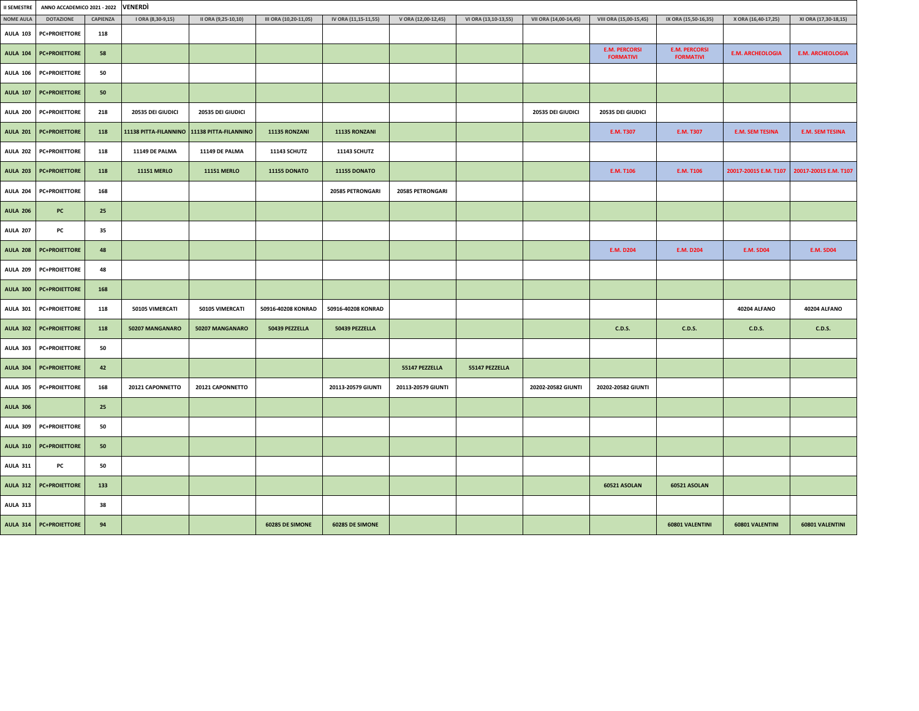| II SEMESTRE | ANNO ACCADEMICO 2021 - 2022 | | VENERDÌ | | | | | | | | | | |
|---|---|---|---|---|---|---|---|---|---|---|---|---|---|
| NOME AULA | DOTAZIONE | CAPIENZA | I ORA (8,30-9,15) | II ORA (9,25-10,10) | III ORA (10,20-11,05) | IV ORA (11,15-11,55) | V ORA (12,00-12,45) | VI ORA (13,10-13,55) | VII ORA (14,00-14,45) | VIII ORA (15,00-15,45) | IX ORA (15,50-16,35) | X ORA (16,40-17,25) | XI ORA (17,30-18,15) |
| AULA 103 | PC+PROIETTORE | 118 | | | | | | | | | | | |
| AULA 104 | PC+PROIETTORE | 58 | | | | | | | | E.M. PERCORSI FORMATIVI | E.M. PERCORSI FORMATIVI | E.M. ARCHEOLOGIA | E.M. ARCHEOLOGIA |
| AULA 106 | PC+PROIETTORE | 50 | | | | | | | | | | | |
| AULA 107 | PC+PROIETTORE | 50 | | | | | | | | | | | |
| AULA 200 | PC+PROIETTORE | 218 | 20535 DEI GIUDICI | 20535 DEI GIUDICI | | | | | 20535 DEI GIUDICI | 20535 DEI GIUDICI | | | |
| AULA 201 | PC+PROIETTORE | 118 | 11138 PITTA-FILANNINO | 11138 PITTA-FILANNINO | 11135 RONZANI | 11135 RONZANI | | | | E.M. T307 | E.M. T307 | E.M. SEM TESINA | E.M. SEM TESINA |
| AULA 202 | PC+PROIETTORE | 118 | 11149 DE PALMA | 11149 DE PALMA | 11143 SCHUTZ | 11143 SCHUTZ | | | | | | | |
| AULA 203 | PC+PROIETTORE | 118 | 11151 MERLO | 11151 MERLO | 11155 DONATO | 11155 DONATO | | | | E.M. T106 | E.M. T106 | 20017-20015 E.M. T107 | 20017-20015 E.M. T107 |
| AULA 204 | PC+PROIETTORE | 168 | | | | 20585 PETRONGARI | 20585 PETRONGARI | | | | | | |
| AULA 206 | PC | 25 | | | | | | | | | | | |
| AULA 207 | PC | 35 | | | | | | | | | | | |
| AULA 208 | PC+PROIETTORE | 48 | | | | | | | | E.M. D204 | E.M. D204 | E.M. SD04 | E.M. SD04 |
| AULA 209 | PC+PROIETTORE | 48 | | | | | | | | | | | |
| AULA 300 | PC+PROIETTORE | 168 | | | | | | | | | | | |
| AULA 301 | PC+PROIETTORE | 118 | 50105 VIMERCATI | 50105 VIMERCATI | 50916-40208 KONRAD | 50916-40208 KONRAD | | | | | | 40204 ALFANO | 40204 ALFANO |
| AULA 302 | PC+PROIETTORE | 118 | 50207 MANGANARO | 50207 MANGANARO | 50439 PEZZELLA | 50439 PEZZELLA | | | | C.D.S. | C.D.S. | C.D.S. | C.D.S. |
| AULA 303 | PC+PROIETTORE | 50 | | | | | | | | | | | |
| AULA 304 | PC+PROIETTORE | 42 | | | | | 55147 PEZZELLA | 55147 PEZZELLA | | | | | |
| AULA 305 | PC+PROIETTORE | 168 | 20121 CAPONNETTO | 20121 CAPONNETTO | | 20113-20579 GIUNTI | 20113-20579 GIUNTI | | 20202-20582 GIUNTI | 20202-20582 GIUNTI | | | |
| AULA 306 | | 25 | | | | | | | | | | | |
| AULA 309 | PC+PROIETTORE | 50 | | | | | | | | | | | |
| AULA 310 | PC+PROIETTORE | 50 | | | | | | | | | | | |
| AULA 311 | PC | 50 | | | | | | | | | | | |
| AULA 312 | PC+PROIETTORE | 133 | | | | | | | | 60521 ASOLAN | 60521 ASOLAN | | |
| AULA 313 | | 38 | | | | | | | | | | | |
| AULA 314 | PC+PROIETTORE | 94 | | | 60285 DE SIMONE | 60285 DE SIMONE | | | | | 60801 VALENTINI | 60801 VALENTINI | 60801 VALENTINI |